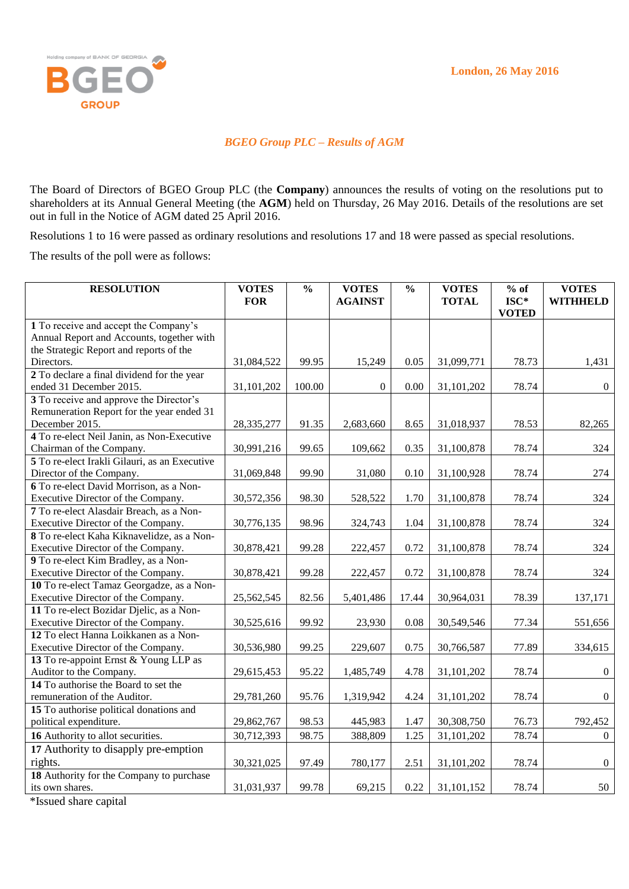London, 26 May 2016

## *BGEO Group PLC – Results of AGM*

The Board of Directors of BGEO Group PLC (the **Company**) announces the results of voting on the resolutions put to shareholders at its Annual General Meeting (the **AGM**) held on Thursday, 26 May 2016. Details of the resolutions are set out in full in the Notice of AGM dated 25 April 2016.

Resolutions 1 to 16 were passed as ordinary resolutions and resolutions 17 and 18 were passed as special resolutions.

The results of the poll were as follows:

| RESOLUTION | VOTES FOR | % | VOTES AGAINST | % | VOTES TOTAL | % of ISC* VOTED | VOTES WITHHELD |
|---|---|---|---|---|---|---|---|
| **1** To receive and accept the Company's Annual Report and Accounts, together with the Strategic Report and reports of the Directors. | 31,084,522 | 99.95 | 15,249 | 0.05 | 31,099,771 | 78.73 | 1,431 |
| **2** To declare a final dividend for the year ended 31 December 2015. | 31,101,202 | 100.00 | 0 | 0.00 | 31,101,202 | 78.74 | 0 |
| **3** To receive and approve the Director's Remuneration Report for the year ended 31 December 2015. | 28,335,277 | 91.35 | 2,683,660 | 8.65 | 31,018,937 | 78.53 | 82,265 |
| **4** To re-elect Neil Janin, as Non-Executive Chairman of the Company. | 30,991,216 | 99.65 | 109,662 | 0.35 | 31,100,878 | 78.74 | 324 |
| **5** To re-elect Irakli Gilauri, as an Executive Director of the Company. | 31,069,848 | 99.90 | 31,080 | 0.10 | 31,100,928 | 78.74 | 274 |
| **6** To re-elect David Morrison, as a Non-Executive Director of the Company. | 30,572,356 | 98.30 | 528,522 | 1.70 | 31,100,878 | 78.74 | 324 |
| **7** To re-elect Alasdair Breach, as a Non-Executive Director of the Company. | 30,776,135 | 98.96 | 324,743 | 1.04 | 31,100,878 | 78.74 | 324 |
| **8** To re-elect Kaha Kiknavelidze, as a Non-Executive Director of the Company. | 30,878,421 | 99.28 | 222,457 | 0.72 | 31,100,878 | 78.74 | 324 |
| **9** To re-elect Kim Bradley, as a Non-Executive Director of the Company. | 30,878,421 | 99.28 | 222,457 | 0.72 | 31,100,878 | 78.74 | 324 |
| **10** To re-elect Tamaz Georgadze, as a Non-Executive Director of the Company. | 25,562,545 | 82.56 | 5,401,486 | 17.44 | 30,964,031 | 78.39 | 137,171 |
| **11** To re-elect Bozidar Djelic, as a Non-Executive Director of the Company. | 30,525,616 | 99.92 | 23,930 | 0.08 | 30,549,546 | 77.34 | 551,656 |
| **12** To elect Hanna Loikkanen as a Non-Executive Director of the Company. | 30,536,980 | 99.25 | 229,607 | 0.75 | 30,766,587 | 77.89 | 334,615 |
| **13** To re-appoint Ernst & Young LLP as Auditor to the Company. | 29,615,453 | 95.22 | 1,485,749 | 4.78 | 31,101,202 | 78.74 | 0 |
| **14** To authorise the Board to set the remuneration of the Auditor. | 29,781,260 | 95.76 | 1,319,942 | 4.24 | 31,101,202 | 78.74 | 0 |
| **15** To authorise political donations and political expenditure. | 29,862,767 | 98.53 | 445,983 | 1.47 | 30,308,750 | 76.73 | 792,452 |
| **16** Authority to allot securities. | 30,712,393 | 98.75 | 388,809 | 1.25 | 31,101,202 | 78.74 | 0 |
| **17** Authority to disapply pre-emption rights. | 30,321,025 | 97.49 | 780,177 | 2.51 | 31,101,202 | 78.74 | 0 |
| **18** Authority for the Company to purchase its own shares. | 31,031,937 | 99.78 | 69,215 | 0.22 | 31,101,152 | 78.74 | 50 |

*Issued share capital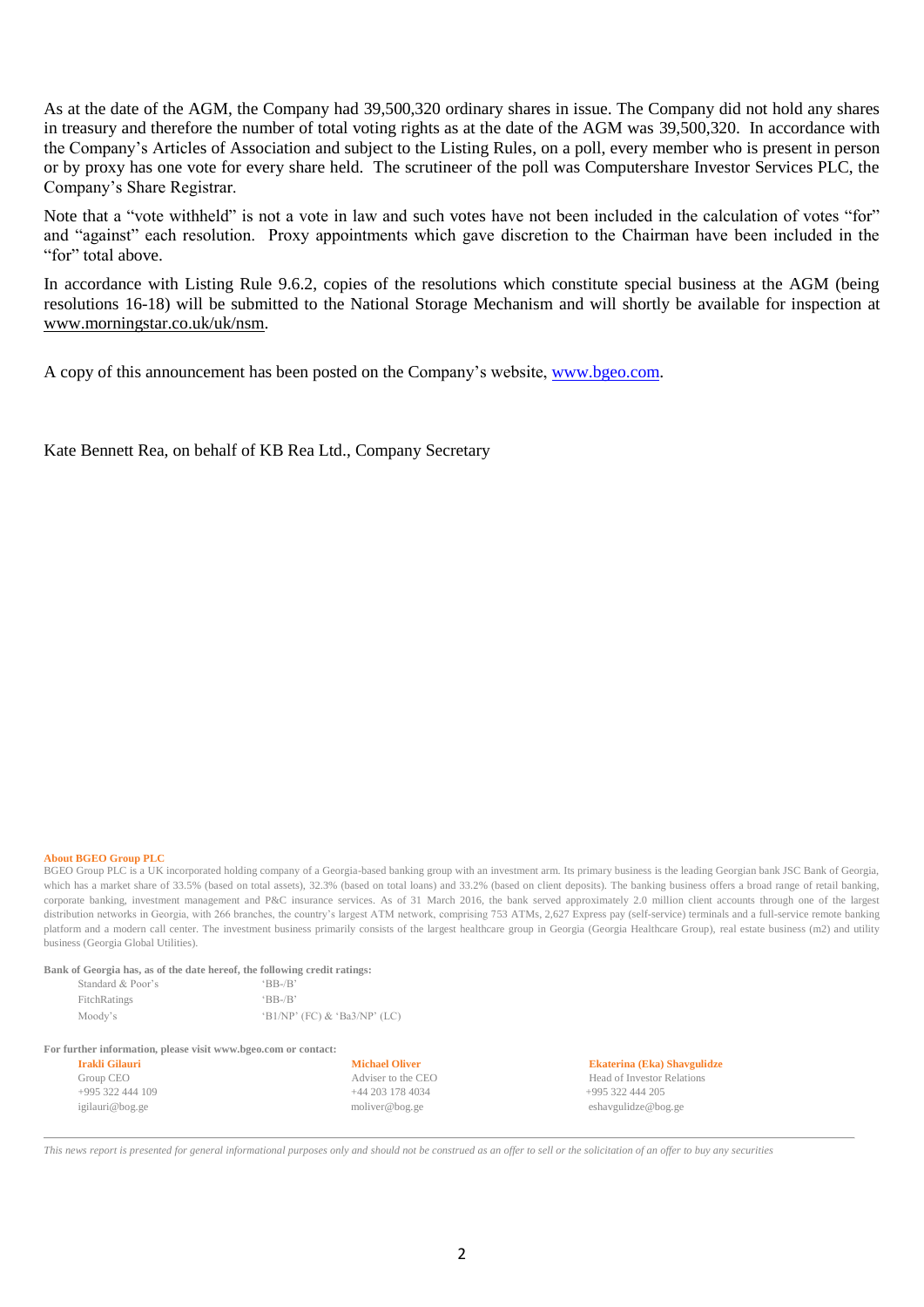As at the date of the AGM, the Company had 39,500,320 ordinary shares in issue. The Company did not hold any shares in treasury and therefore the number of total voting rights as at the date of the AGM was 39,500,320. In accordance with the Company's Articles of Association and subject to the Listing Rules, on a poll, every member who is present in person or by proxy has one vote for every share held. The scrutineer of the poll was Computershare Investor Services PLC, the Company's Share Registrar.

Note that a "vote withheld" is not a vote in law and such votes have not been included in the calculation of votes "for" and "against" each resolution. Proxy appointments which gave discretion to the Chairman have been included in the "for" total above.

In accordance with Listing Rule 9.6.2, copies of the resolutions which constitute special business at the AGM (being resolutions 16-18) will be submitted to the National Storage Mechanism and will shortly be available for inspection at www.morningstar.co.uk/uk/nsm.

A copy of this announcement has been posted on the Company's website, www.bgeo.com.

Kate Bennett Rea, on behalf of KB Rea Ltd., Company Secretary

**About BGEO Group PLC**

BGEO Group PLC is a UK incorporated holding company of a Georgia-based banking group with an investment arm. Its primary business is the leading Georgian bank JSC Bank of Georgia, which has a market share of 33.5% (based on total assets), 32.3% (based on total loans) and 33.2% (based on client deposits). The banking business offers a broad range of retail banking, corporate banking, investment management and P&C insurance services. As of 31 March 2016, the bank served approximately 2.0 million client accounts through one of the largest distribution networks in Georgia, with 266 branches, the country's largest ATM network, comprising 753 ATMs, 2,627 Express pay (self-service) terminals and a full-service remote banking platform and a modern call center. The investment business primarily consists of the largest healthcare group in Georgia (Georgia Healthcare Group), real estate business (m2) and utility business (Georgia Global Utilities).

**Bank of Georgia has, as of the date hereof, the following credit ratings:**

| | |
|---|---|
| Standard & Poor's | 'BB-/B' |
| FitchRatings | 'BB-/B' |
| Moody's | 'B1/NP' (FC) & 'Ba3/NP' (LC) |

**For further information, please visit www.bgeo.com or contact:**

**Irakli Gilauri**
Group CEO
+995 322 444 109
igilauri@bog.ge

**Michael Oliver**
Adviser to the CEO
+44 203 178 4034
moliver@bog.ge

**Ekaterina (Eka) Shavgulidze**
Head of Investor Relations
+995 322 444 205
eshavgulidze@bog.ge

*This news report is presented for general informational purposes only and should not be construed as an offer to sell or the solicitation of an offer to buy any securities*